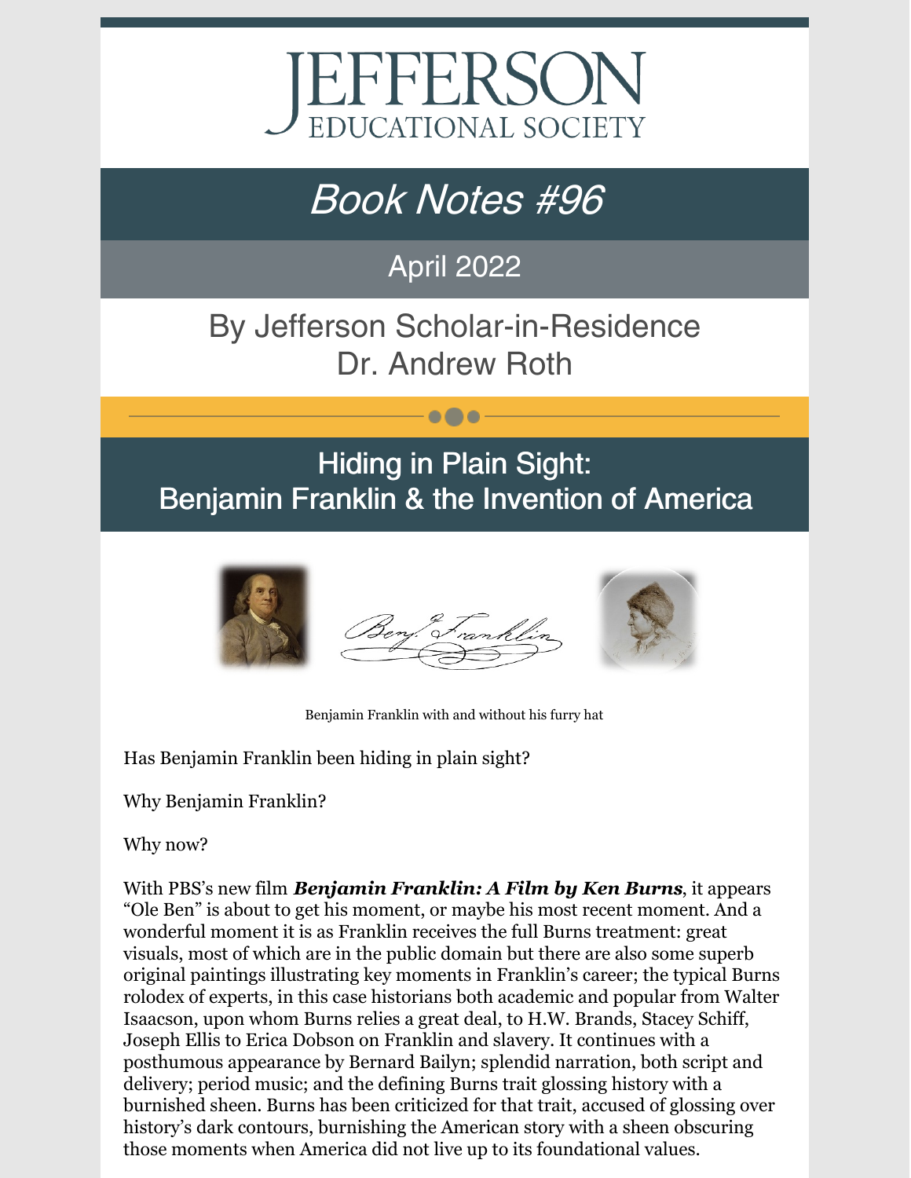# JEFFERSON
EDUCATIONAL SOCIETY

## *Book Notes #96*

April 2022

By Jefferson Scholar-in-Residence
Dr. Andrew Roth

## Hiding in Plain Sight:
## Benjamin Franklin & the Invention of America

Benjamin Franklin with and without his furry hat

Has Benjamin Franklin been hiding in plain sight?

Why Benjamin Franklin?

Why now?

With PBS's new film ***Benjamin Franklin: A Film by Ken Burns***, it appears "Ole Ben" is about to get his moment, or maybe his most recent moment. And a wonderful moment it is as Franklin receives the full Burns treatment: great visuals, most of which are in the public domain but there are also some superb original paintings illustrating key moments in Franklin's career; the typical Burns rolodex of experts, in this case historians both academic and popular from Walter Isaacson, upon whom Burns relies a great deal, to H.W. Brands, Stacey Schiff, Joseph Ellis to Erica Dobson on Franklin and slavery. It continues with a posthumous appearance by Bernard Bailyn; splendid narration, both script and delivery; period music; and the defining Burns trait glossing history with a burnished sheen. Burns has been criticized for that trait, accused of glossing over history's dark contours, burnishing the American story with a sheen obscuring those moments when America did not live up to its foundational values.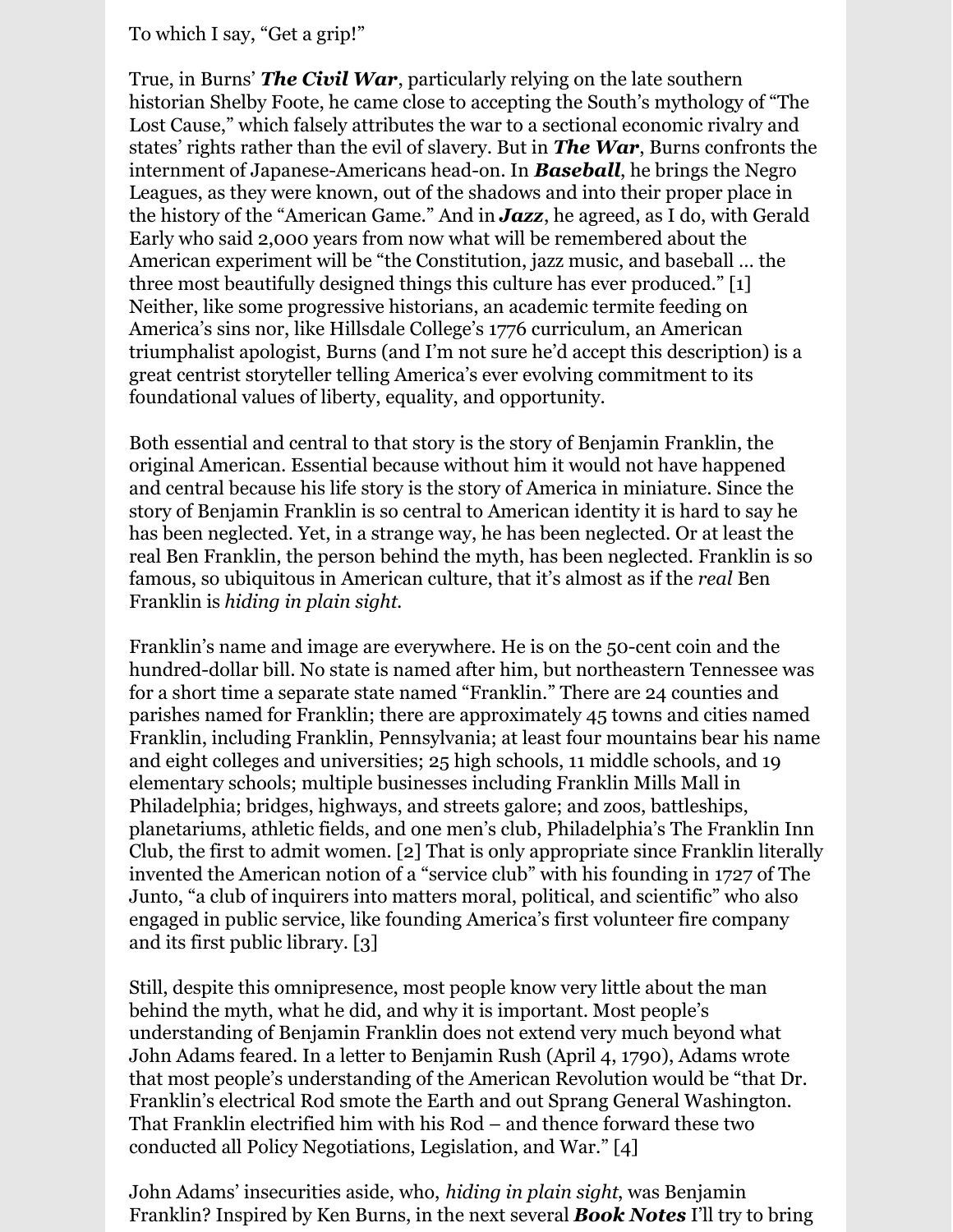To which I say, "Get a grip!"

True, in Burns' ***The Civil War***, particularly relying on the late southern historian Shelby Foote, he came close to accepting the South's mythology of "The Lost Cause," which falsely attributes the war to a sectional economic rivalry and states' rights rather than the evil of slavery. But in ***The War***, Burns confronts the internment of Japanese-Americans head-on. In ***Baseball***, he brings the Negro Leagues, as they were known, out of the shadows and into their proper place in the history of the "American Game." And in ***Jazz***, he agreed, as I do, with Gerald Early who said 2,000 years from now what will be remembered about the American experiment will be "the Constitution, jazz music, and baseball … the three most beautifully designed things this culture has ever produced." [1] Neither, like some progressive historians, an academic termite feeding on America's sins nor, like Hillsdale College's 1776 curriculum, an American triumphalist apologist, Burns (and I'm not sure he'd accept this description) is a great centrist storyteller telling America's ever evolving commitment to its foundational values of liberty, equality, and opportunity.

Both essential and central to that story is the story of Benjamin Franklin, the original American. Essential because without him it would not have happened and central because his life story is the story of America in miniature. Since the story of Benjamin Franklin is so central to American identity it is hard to say he has been neglected. Yet, in a strange way, he has been neglected. Or at least the real Ben Franklin, the person behind the myth, has been neglected. Franklin is so famous, so ubiquitous in American culture, that it's almost as if the *real* Ben Franklin is *hiding in plain sight.*

Franklin's name and image are everywhere. He is on the 50-cent coin and the hundred-dollar bill. No state is named after him, but northeastern Tennessee was for a short time a separate state named "Franklin." There are 24 counties and parishes named for Franklin; there are approximately 45 towns and cities named Franklin, including Franklin, Pennsylvania; at least four mountains bear his name and eight colleges and universities; 25 high schools, 11 middle schools, and 19 elementary schools; multiple businesses including Franklin Mills Mall in Philadelphia; bridges, highways, and streets galore; and zoos, battleships, planetariums, athletic fields, and one men's club, Philadelphia's The Franklin Inn Club, the first to admit women. [2] That is only appropriate since Franklin literally invented the American notion of a "service club" with his founding in 1727 of The Junto, "a club of inquirers into matters moral, political, and scientific" who also engaged in public service, like founding America's first volunteer fire company and its first public library. [3]

Still, despite this omnipresence, most people know very little about the man behind the myth, what he did, and why it is important. Most people's understanding of Benjamin Franklin does not extend very much beyond what John Adams feared. In a letter to Benjamin Rush (April 4, 1790), Adams wrote that most people's understanding of the American Revolution would be "that Dr. Franklin's electrical Rod smote the Earth and out Sprang General Washington. That Franklin electrified him with his Rod – and thence forward these two conducted all Policy Negotiations, Legislation, and War." [4]

John Adams' insecurities aside, who, *hiding in plain sight*, was Benjamin Franklin? Inspired by Ken Burns, in the next several ***Book Notes*** I'll try to bring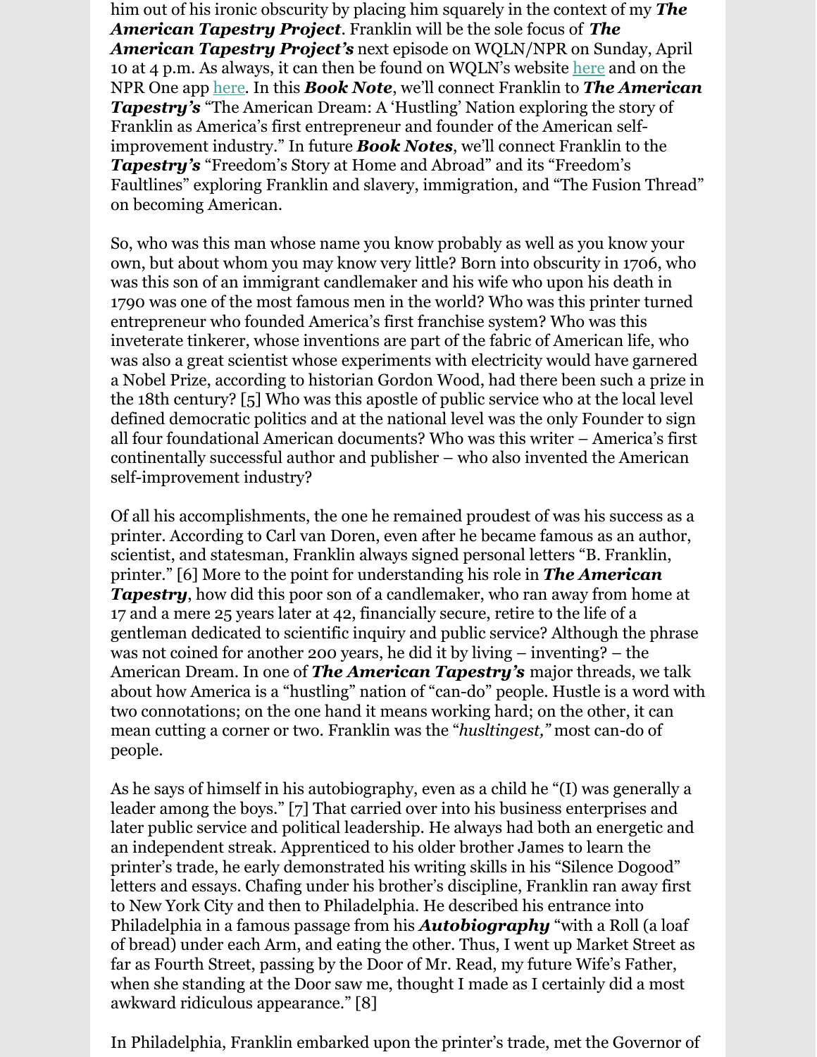him out of his ironic obscurity by placing him squarely in the context of my ***The American Tapestry Project***. Franklin will be the sole focus of ***The American Tapestry Project's*** next episode on WQLN/NPR on Sunday, April 10 at 4 p.m. As always, it can then be found on WQLN's website here and on the NPR One app here. In this ***Book Note***, we'll connect Franklin to ***The American Tapestry's*** "The American Dream: A 'Hustling' Nation exploring the story of Franklin as America's first entrepreneur and founder of the American self-improvement industry." In future ***Book Notes***, we'll connect Franklin to the ***Tapestry's*** "Freedom's Story at Home and Abroad" and its "Freedom's Faultlines" exploring Franklin and slavery, immigration, and "The Fusion Thread" on becoming American.

So, who was this man whose name you know probably as well as you know your own, but about whom you may know very little? Born into obscurity in 1706, who was this son of an immigrant candlemaker and his wife who upon his death in 1790 was one of the most famous men in the world? Who was this printer turned entrepreneur who founded America's first franchise system? Who was this inveterate tinkerer, whose inventions are part of the fabric of American life, who was also a great scientist whose experiments with electricity would have garnered a Nobel Prize, according to historian Gordon Wood, had there been such a prize in the 18th century? [5] Who was this apostle of public service who at the local level defined democratic politics and at the national level was the only Founder to sign all four foundational American documents? Who was this writer – America's first continentally successful author and publisher – who also invented the American self-improvement industry?

Of all his accomplishments, the one he remained proudest of was his success as a printer. According to Carl van Doren, even after he became famous as an author, scientist, and statesman, Franklin always signed personal letters "B. Franklin, printer." [6] More to the point for understanding his role in ***The American Tapestry***, how did this poor son of a candlemaker, who ran away from home at 17 and a mere 25 years later at 42, financially secure, retire to the life of a gentleman dedicated to scientific inquiry and public service? Although the phrase was not coined for another 200 years, he did it by living – inventing? – the American Dream. In one of ***The American Tapestry's*** major threads, we talk about how America is a "hustling" nation of "can-do" people. Hustle is a word with two connotations; on the one hand it means working hard; on the other, it can mean cutting a corner or two. Franklin was the "*husltingest,"* most can-do of people.

As he says of himself in his autobiography, even as a child he "(I) was generally a leader among the boys." [7] That carried over into his business enterprises and later public service and political leadership. He always had both an energetic and an independent streak. Apprenticed to his older brother James to learn the printer's trade, he early demonstrated his writing skills in his "Silence Dogood" letters and essays. Chafing under his brother's discipline, Franklin ran away first to New York City and then to Philadelphia. He described his entrance into Philadelphia in a famous passage from his ***Autobiography*** "with a Roll (a loaf of bread) under each Arm, and eating the other. Thus, I went up Market Street as far as Fourth Street, passing by the Door of Mr. Read, my future Wife's Father, when she standing at the Door saw me, thought I made as I certainly did a most awkward ridiculous appearance." [8]

In Philadelphia, Franklin embarked upon the printer's trade, met the Governor of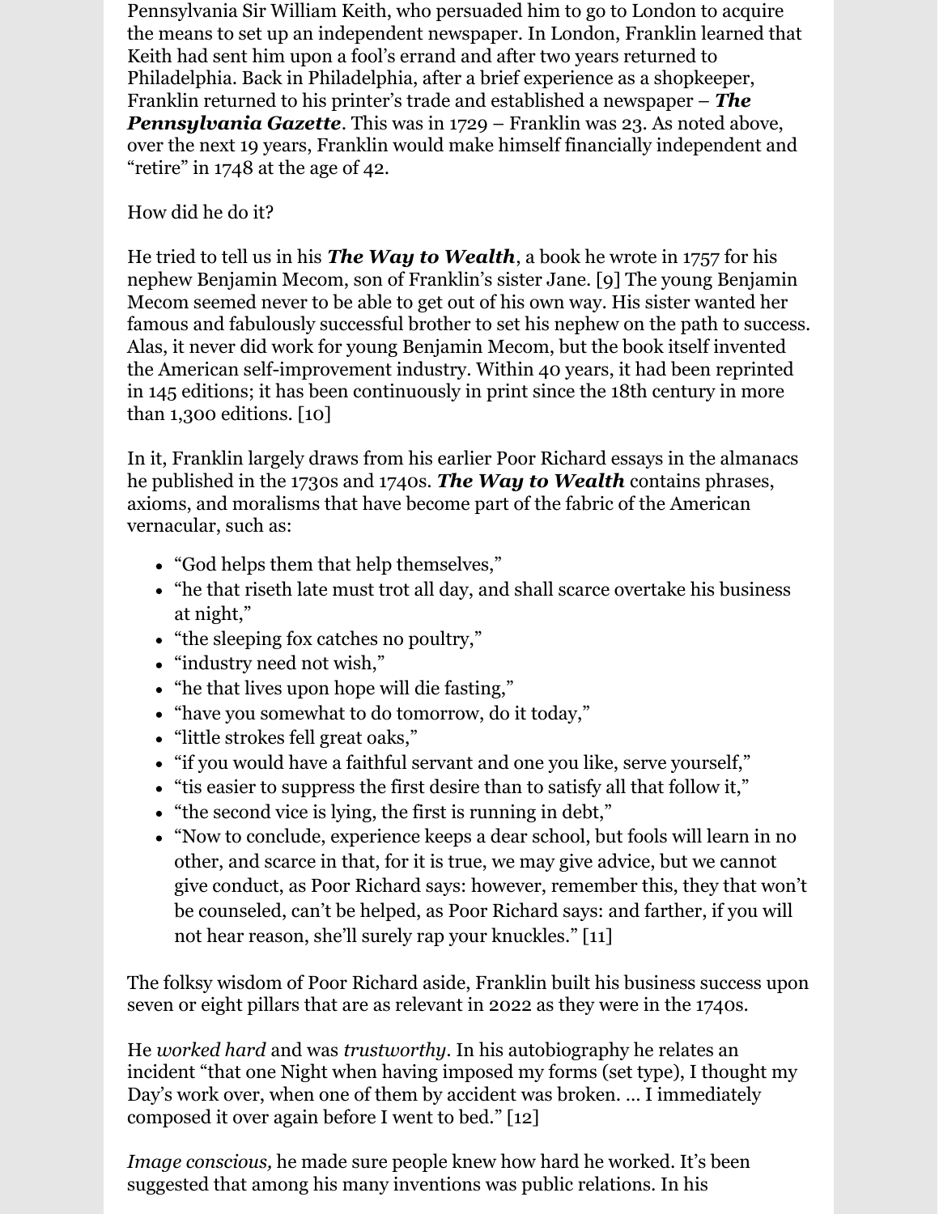Pennsylvania Sir William Keith, who persuaded him to go to London to acquire the means to set up an independent newspaper. In London, Franklin learned that Keith had sent him upon a fool's errand and after two years returned to Philadelphia. Back in Philadelphia, after a brief experience as a shopkeeper, Franklin returned to his printer's trade and established a newspaper – ***The Pennsylvania Gazette***. This was in 1729 – Franklin was 23. As noted above, over the next 19 years, Franklin would make himself financially independent and "retire" in 1748 at the age of 42.

How did he do it?

He tried to tell us in his ***The Way to Wealth***, a book he wrote in 1757 for his nephew Benjamin Mecom, son of Franklin's sister Jane. [9] The young Benjamin Mecom seemed never to be able to get out of his own way. His sister wanted her famous and fabulously successful brother to set his nephew on the path to success. Alas, it never did work for young Benjamin Mecom, but the book itself invented the American self-improvement industry. Within 40 years, it had been reprinted in 145 editions; it has been continuously in print since the 18th century in more than 1,300 editions. [10]

In it, Franklin largely draws from his earlier Poor Richard essays in the almanacs he published in the 1730s and 1740s. ***The Way to Wealth*** contains phrases, axioms, and moralisms that have become part of the fabric of the American vernacular, such as:

- "God helps them that help themselves,"
- "he that riseth late must trot all day, and shall scarce overtake his business at night,"
- "the sleeping fox catches no poultry,"
- "industry need not wish,"
- "he that lives upon hope will die fasting,"
- "have you somewhat to do tomorrow, do it today,"
- "little strokes fell great oaks,"
- "if you would have a faithful servant and one you like, serve yourself,"
- "tis easier to suppress the first desire than to satisfy all that follow it,"
- "the second vice is lying, the first is running in debt,"
- "Now to conclude, experience keeps a dear school, but fools will learn in no other, and scarce in that, for it is true, we may give advice, but we cannot give conduct, as Poor Richard says: however, remember this, they that won't be counseled, can't be helped, as Poor Richard says: and farther, if you will not hear reason, she'll surely rap your knuckles." [11]

The folksy wisdom of Poor Richard aside, Franklin built his business success upon seven or eight pillars that are as relevant in 2022 as they were in the 1740s.

He *worked hard* and was *trustworthy*. In his autobiography he relates an incident "that one Night when having imposed my forms (set type), I thought my Day's work over, when one of them by accident was broken. … I immediately composed it over again before I went to bed." [12]

*Image conscious,* he made sure people knew how hard he worked. It's been suggested that among his many inventions was public relations. In his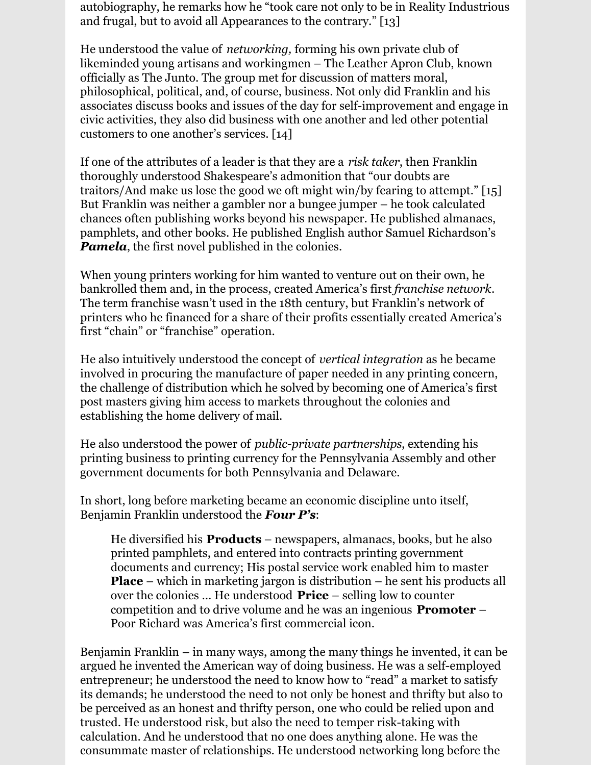autobiography, he remarks how he "took care not only to be in Reality Industrious and frugal, but to avoid all Appearances to the contrary." [13]

He understood the value of *networking,* forming his own private club of likeminded young artisans and workingmen – The Leather Apron Club, known officially as The Junto. The group met for discussion of matters moral, philosophical, political, and, of course, business. Not only did Franklin and his associates discuss books and issues of the day for self-improvement and engage in civic activities, they also did business with one another and led other potential customers to one another's services. [14]

If one of the attributes of a leader is that they are a *risk taker*, then Franklin thoroughly understood Shakespeare's admonition that "our doubts are traitors/And make us lose the good we oft might win/by fearing to attempt." [15] But Franklin was neither a gambler nor a bungee jumper – he took calculated chances often publishing works beyond his newspaper. He published almanacs, pamphlets, and other books. He published English author Samuel Richardson's ***Pamela***, the first novel published in the colonies.

When young printers working for him wanted to venture out on their own, he bankrolled them and, in the process, created America's first *franchise network*. The term franchise wasn't used in the 18th century, but Franklin's network of printers who he financed for a share of their profits essentially created America's first "chain" or "franchise" operation.

He also intuitively understood the concept of *vertical integration* as he became involved in procuring the manufacture of paper needed in any printing concern, the challenge of distribution which he solved by becoming one of America's first post masters giving him access to markets throughout the colonies and establishing the home delivery of mail.

He also understood the power of *public-private partnerships*, extending his printing business to printing currency for the Pennsylvania Assembly and other government documents for both Pennsylvania and Delaware.

In short, long before marketing became an economic discipline unto itself, Benjamin Franklin understood the ***Four P's***:

> He diversified his **Products** – newspapers, almanacs, books, but he also printed pamphlets, and entered into contracts printing government documents and currency; His postal service work enabled him to master **Place** – which in marketing jargon is distribution – he sent his products all over the colonies … He understood **Price** – selling low to counter competition and to drive volume and he was an ingenious **Promoter** – Poor Richard was America's first commercial icon.

Benjamin Franklin – in many ways, among the many things he invented, it can be argued he invented the American way of doing business. He was a self-employed entrepreneur; he understood the need to know how to "read" a market to satisfy its demands; he understood the need to not only be honest and thrifty but also to be perceived as an honest and thrifty person, one who could be relied upon and trusted. He understood risk, but also the need to temper risk-taking with calculation. And he understood that no one does anything alone. He was the consummate master of relationships. He understood networking long before the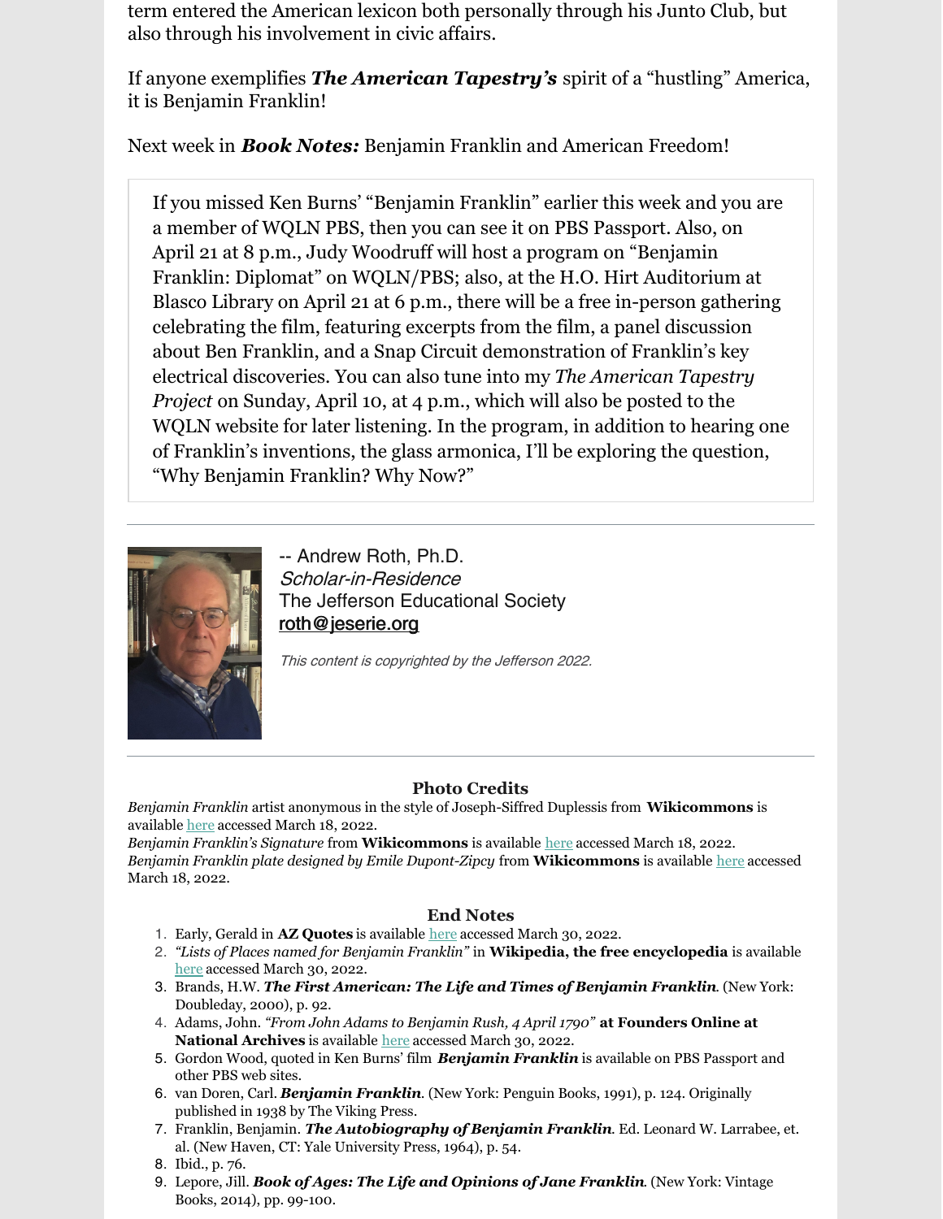term entered the American lexicon both personally through his Junto Club, but also through his involvement in civic affairs.

If anyone exemplifies ***The American Tapestry's*** spirit of a "hustling" America, it is Benjamin Franklin!

Next week in ***Book Notes:*** Benjamin Franklin and American Freedom!

> If you missed Ken Burns' "Benjamin Franklin" earlier this week and you are a member of WQLN PBS, then you can see it on PBS Passport. Also, on April 21 at 8 p.m., Judy Woodruff will host a program on "Benjamin Franklin: Diplomat" on WQLN/PBS; also, at the H.O. Hirt Auditorium at Blasco Library on April 21 at 6 p.m., there will be a free in-person gathering celebrating the film, featuring excerpts from the film, a panel discussion about Ben Franklin, and a Snap Circuit demonstration of Franklin's key electrical discoveries. You can also tune into my *The American Tapestry Project* on Sunday, April 10, at 4 p.m., which will also be posted to the WQLN website for later listening. In the program, in addition to hearing one of Franklin's inventions, the glass armonica, I'll be exploring the question, "Why Benjamin Franklin? Why Now?"

---

-- Andrew Roth, Ph.D.
*Scholar-in-Residence*
The Jefferson Educational Society
roth@jeserie.org

*This content is copyrighted by the Jefferson 2022.*

---

### Photo Credits

*Benjamin Franklin* artist anonymous in the style of Joseph-Siffred Duplessis from **Wikicommons** is available here accessed March 18, 2022.
*Benjamin Franklin's Signature* from **Wikicommons** is available here accessed March 18, 2022.
*Benjamin Franklin plate designed by Emile Dupont-Zipcy* from **Wikicommons** is available here accessed March 18, 2022.

### End Notes

1. Early, Gerald in **AZ Quotes** is available here accessed March 30, 2022.
2. *"Lists of Places named for Benjamin Franklin"* in **Wikipedia, the free encyclopedia** is available here accessed March 30, 2022.
3. Brands, H.W. ***The First American: The Life and Times of Benjamin Franklin.*** (New York: Doubleday, 2000), p. 92.
4. Adams, John. *"From John Adams to Benjamin Rush, 4 April 1790"* **at Founders Online at National Archives** is available here accessed March 30, 2022.
5. Gordon Wood, quoted in Ken Burns' film ***Benjamin Franklin*** is available on PBS Passport and other PBS web sites.
6. van Doren, Carl. ***Benjamin Franklin.*** (New York: Penguin Books, 1991), p. 124. Originally published in 1938 by The Viking Press.
7. Franklin, Benjamin. ***The Autobiography of Benjamin Franklin.*** Ed. Leonard W. Larrabee, et. al. (New Haven, CT: Yale University Press, 1964), p. 54.
8. Ibid., p. 76.
9. Lepore, Jill. ***Book of Ages: The Life and Opinions of Jane Franklin.*** (New York: Vintage Books, 2014), pp. 99-100.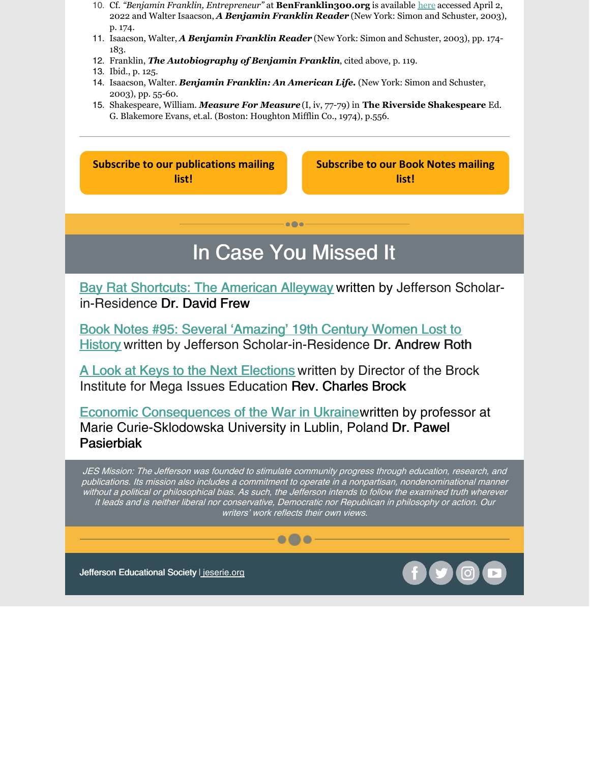10. Cf. *"Benjamin Franklin, Entrepreneur"* at **BenFranklin300.org** is available [here](#) accessed April 2, 2022 and Walter Isaacson, ***A Benjamin Franklin Reader*** (New York: Simon and Schuster, 2003), p. 174.
11. Isaacson, Walter, ***A Benjamin Franklin Reader*** (New York: Simon and Schuster, 2003), pp. 174-183.
12. Franklin, ***The Autobiography of Benjamin Franklin***, cited above, p. 119.
13. Ibid., p. 125.
14. Isaacson, Walter. ***Benjamin Franklin: An American Life.*** (New York: Simon and Schuster, 2003), pp. 55-60.
15. Shakespeare, William. ***Measure For Measure*** (I, iv, 77-79) in **The Riverside Shakespeare** Ed. G. Blakemore Evans, et.al. (Boston: Houghton Mifflin Co., 1974), p.556.

---

**Subscribe to our publications mailing list!**

**Subscribe to our Book Notes mailing list!**

# In Case You Missed It

[Bay Rat Shortcuts: The American Alleyway](#) written by Jefferson Scholar-in-Residence **Dr. David Frew**

[Book Notes #95: Several 'Amazing' 19th Century Women Lost to History](#) written by Jefferson Scholar-in-Residence **Dr. Andrew Roth**

[A Look at Keys to the Next Elections](#) written by Director of the Brock Institute for Mega Issues Education **Rev. Charles Brock**

[Economic Consequences of the War in Ukraine](#)written by professor at Marie Curie-Sklodowska University in Lublin, Poland **Dr. Pawel Pasierbiak**

*JES Mission: The Jefferson was founded to stimulate community progress through education, research, and publications. Its mission also includes a commitment to operate in a nonpartisan, nondenominational manner without a political or philosophical bias. As such, the Jefferson intends to follow the examined truth wherever it leads and is neither liberal nor conservative, Democratic nor Republican in philosophy or action. Our writers' work reflects their own views.*

Jefferson Educational Society | [jeserie.org](#)